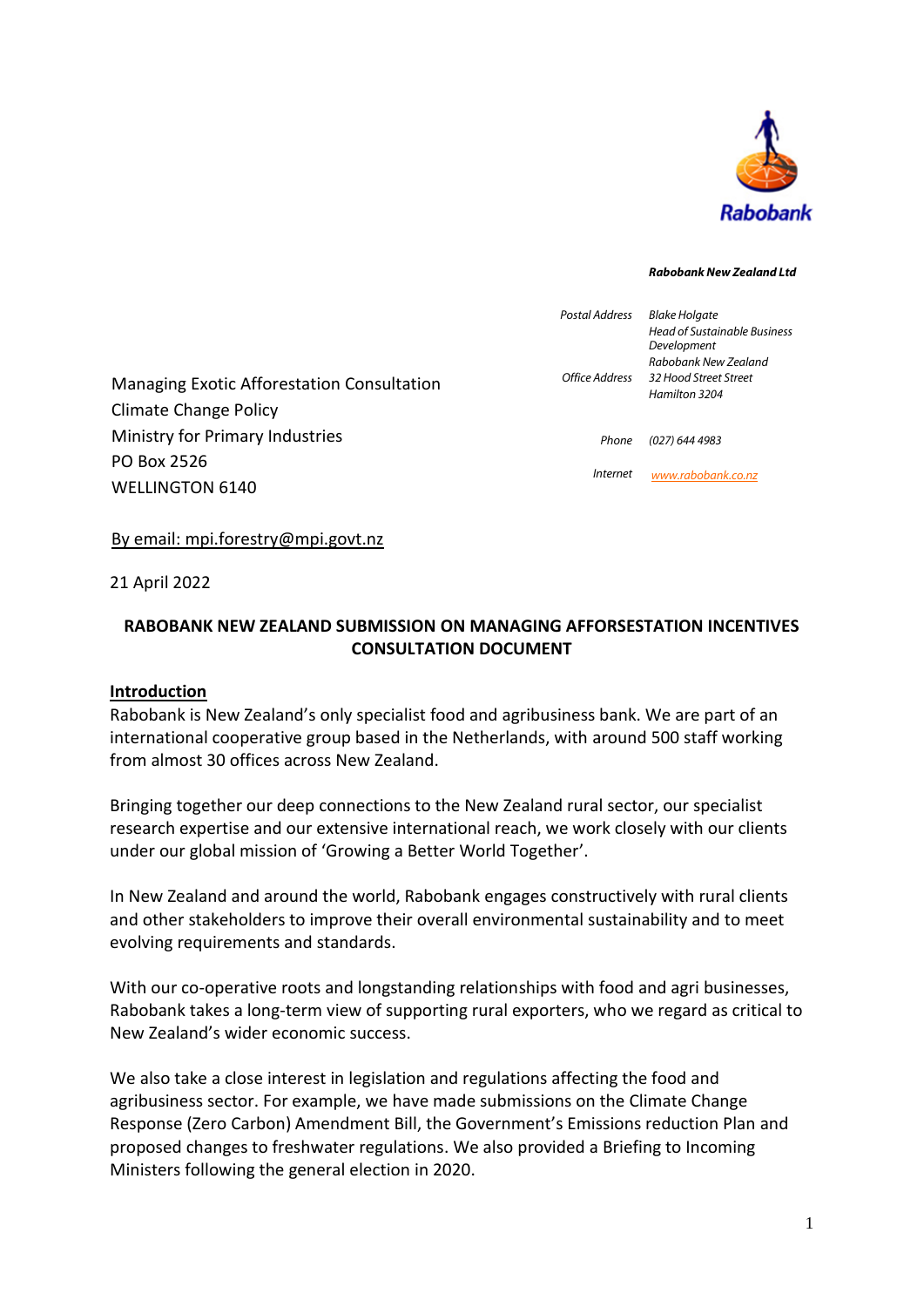Rabobank

***Rabobank New Zealand Ltd***

| | |
|---|---|
| *Postal Address* | *Blake Holgate* |
| | *Head of Sustainable Business Development* |
| | *Rabobank New Zealand* |
| *Office Address* | *32 Hood Street Street* |
| | *Hamilton 3204* |
| *Phone* | *(027) 644 4983* |
| *Internet* | *www.rabobank.co.nz* |

Managing Exotic Afforestation Consultation
Climate Change Policy
Ministry for Primary Industries
PO Box 2526
WELLINGTON 6140

By email: mpi.forestry@mpi.govt.nz

21 April 2022

**RABOBANK NEW ZEALAND SUBMISSION ON MANAGING AFFORSESTATION INCENTIVES CONSULTATION DOCUMENT**

## Introduction

Rabobank is New Zealand's only specialist food and agribusiness bank. We are part of an international cooperative group based in the Netherlands, with around 500 staff working from almost 30 offices across New Zealand.

Bringing together our deep connections to the New Zealand rural sector, our specialist research expertise and our extensive international reach, we work closely with our clients under our global mission of 'Growing a Better World Together'.

In New Zealand and around the world, Rabobank engages constructively with rural clients and other stakeholders to improve their overall environmental sustainability and to meet evolving requirements and standards.

With our co-operative roots and longstanding relationships with food and agri businesses, Rabobank takes a long-term view of supporting rural exporters, who we regard as critical to New Zealand's wider economic success.

We also take a close interest in legislation and regulations affecting the food and agribusiness sector. For example, we have made submissions on the Climate Change Response (Zero Carbon) Amendment Bill, the Government's Emissions reduction Plan and proposed changes to freshwater regulations. We also provided a Briefing to Incoming Ministers following the general election in 2020.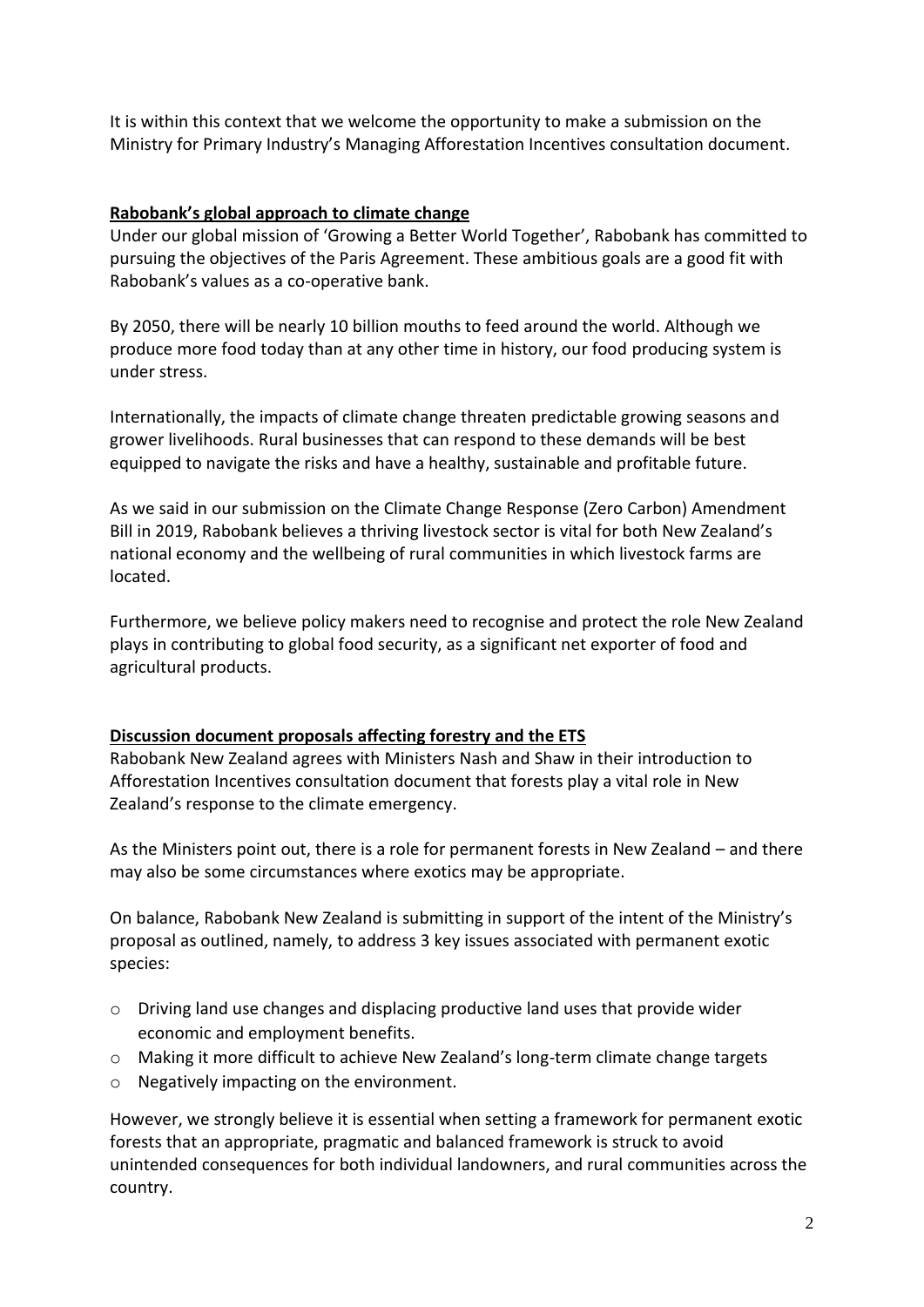It is within this context that we welcome the opportunity to make a submission on the Ministry for Primary Industry's Managing Afforestation Incentives consultation document.

## Rabobank's global approach to climate change

Under our global mission of 'Growing a Better World Together', Rabobank has committed to pursuing the objectives of the Paris Agreement. These ambitious goals are a good fit with Rabobank's values as a co-operative bank.

By 2050, there will be nearly 10 billion mouths to feed around the world. Although we produce more food today than at any other time in history, our food producing system is under stress.

Internationally, the impacts of climate change threaten predictable growing seasons and grower livelihoods. Rural businesses that can respond to these demands will be best equipped to navigate the risks and have a healthy, sustainable and profitable future.

As we said in our submission on the Climate Change Response (Zero Carbon) Amendment Bill in 2019, Rabobank believes a thriving livestock sector is vital for both New Zealand's national economy and the wellbeing of rural communities in which livestock farms are located.

Furthermore, we believe policy makers need to recognise and protect the role New Zealand plays in contributing to global food security, as a significant net exporter of food and agricultural products.

## Discussion document proposals affecting forestry and the ETS

Rabobank New Zealand agrees with Ministers Nash and Shaw in their introduction to Afforestation Incentives consultation document that forests play a vital role in New Zealand's response to the climate emergency.

As the Ministers point out, there is a role for permanent forests in New Zealand – and there may also be some circumstances where exotics may be appropriate.

On balance, Rabobank New Zealand is submitting in support of the intent of the Ministry's proposal as outlined, namely, to address 3 key issues associated with permanent exotic species:

- Driving land use changes and displacing productive land uses that provide wider economic and employment benefits.
- Making it more difficult to achieve New Zealand's long-term climate change targets
- Negatively impacting on the environment.

However, we strongly believe it is essential when setting a framework for permanent exotic forests that an appropriate, pragmatic and balanced framework is struck to avoid unintended consequences for both individual landowners, and rural communities across the country.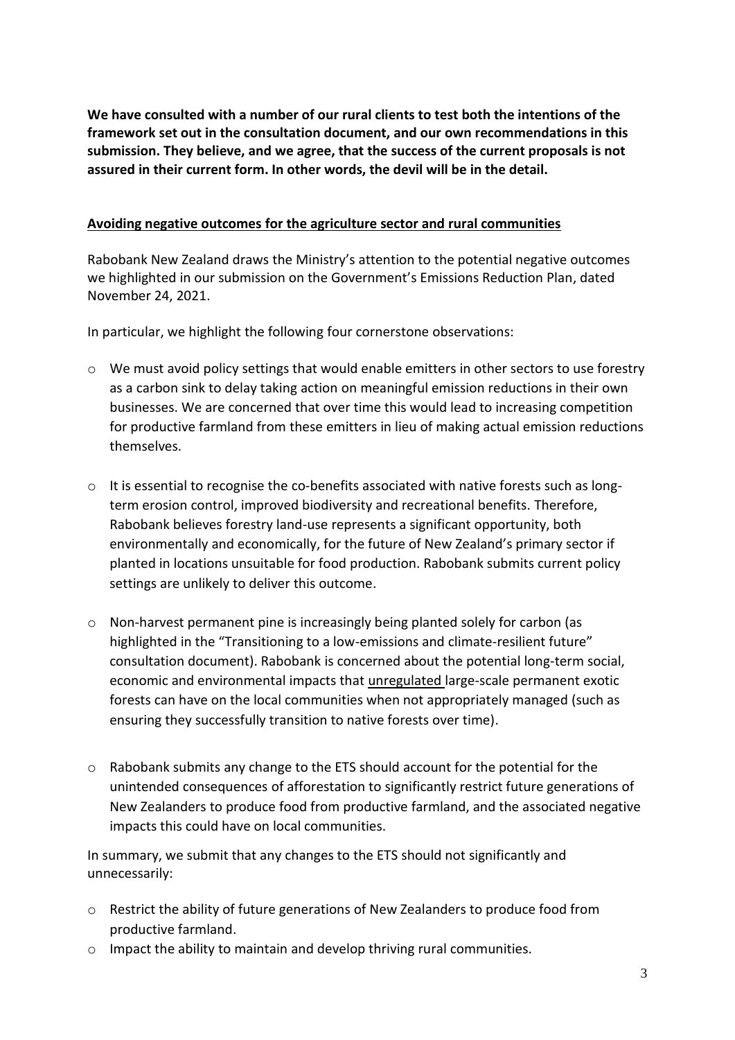**We have consulted with a number of our rural clients to test both the intentions of the framework set out in the consultation document, and our own recommendations in this submission. They believe, and we agree, that the success of the current proposals is not assured in their current form. In other words, the devil will be in the detail.**

**Avoiding negative outcomes for the agriculture sector and rural communities**

Rabobank New Zealand draws the Ministry's attention to the potential negative outcomes we highlighted in our submission on the Government's Emissions Reduction Plan, dated November 24, 2021.

In particular, we highlight the following four cornerstone observations:

- We must avoid policy settings that would enable emitters in other sectors to use forestry as a carbon sink to delay taking action on meaningful emission reductions in their own businesses. We are concerned that over time this would lead to increasing competition for productive farmland from these emitters in lieu of making actual emission reductions themselves.

- It is essential to recognise the co-benefits associated with native forests such as long-term erosion control, improved biodiversity and recreational benefits. Therefore, Rabobank believes forestry land-use represents a significant opportunity, both environmentally and economically, for the future of New Zealand's primary sector if planted in locations unsuitable for food production. Rabobank submits current policy settings are unlikely to deliver this outcome.

- Non-harvest permanent pine is increasingly being planted solely for carbon (as highlighted in the "Transitioning to a low-emissions and climate-resilient future" consultation document). Rabobank is concerned about the potential long-term social, economic and environmental impacts that unregulated large-scale permanent exotic forests can have on the local communities when not appropriately managed (such as ensuring they successfully transition to native forests over time).

- Rabobank submits any change to the ETS should account for the potential for the unintended consequences of afforestation to significantly restrict future generations of New Zealanders to produce food from productive farmland, and the associated negative impacts this could have on local communities.

In summary, we submit that any changes to the ETS should not significantly and unnecessarily:

- Restrict the ability of future generations of New Zealanders to produce food from productive farmland.
- Impact the ability to maintain and develop thriving rural communities.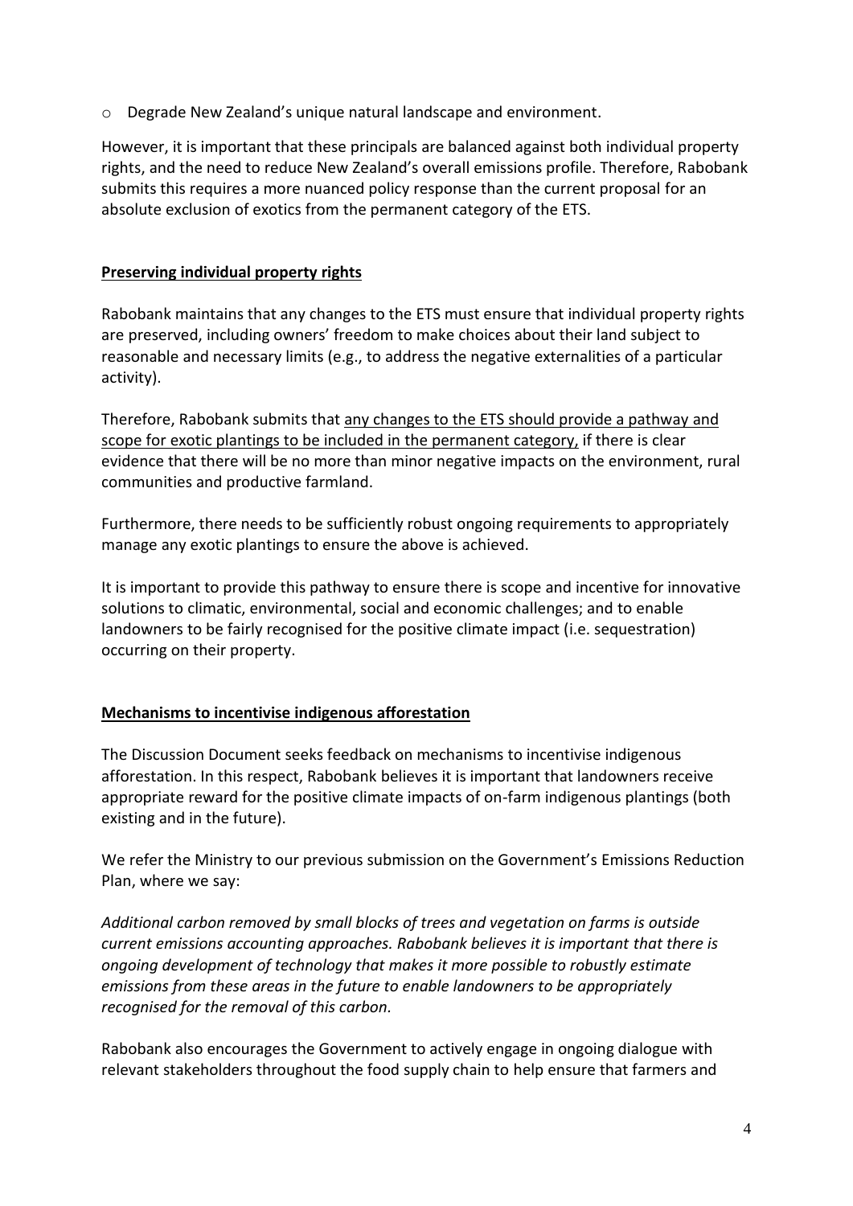- Degrade New Zealand's unique natural landscape and environment.

However, it is important that these principals are balanced against both individual property rights, and the need to reduce New Zealand's overall emissions profile. Therefore, Rabobank submits this requires a more nuanced policy response than the current proposal for an absolute exclusion of exotics from the permanent category of the ETS.

**<u>Preserving individual property rights</u>**

Rabobank maintains that any changes to the ETS must ensure that individual property rights are preserved, including owners' freedom to make choices about their land subject to reasonable and necessary limits (e.g., to address the negative externalities of a particular activity).

Therefore, Rabobank submits that <u>any changes to the ETS should provide a pathway and scope for exotic plantings to be included in the permanent category,</u> if there is clear evidence that there will be no more than minor negative impacts on the environment, rural communities and productive farmland.

Furthermore, there needs to be sufficiently robust ongoing requirements to appropriately manage any exotic plantings to ensure the above is achieved.

It is important to provide this pathway to ensure there is scope and incentive for innovative solutions to climatic, environmental, social and economic challenges; and to enable landowners to be fairly recognised for the positive climate impact (i.e. sequestration) occurring on their property.

**<u>Mechanisms to incentivise indigenous afforestation</u>**

The Discussion Document seeks feedback on mechanisms to incentivise indigenous afforestation. In this respect, Rabobank believes it is important that landowners receive appropriate reward for the positive climate impacts of on-farm indigenous plantings (both existing and in the future).

We refer the Ministry to our previous submission on the Government's Emissions Reduction Plan, where we say:

*Additional carbon removed by small blocks of trees and vegetation on farms is outside current emissions accounting approaches. Rabobank believes it is important that there is ongoing development of technology that makes it more possible to robustly estimate emissions from these areas in the future to enable landowners to be appropriately recognised for the removal of this carbon.*

Rabobank also encourages the Government to actively engage in ongoing dialogue with relevant stakeholders throughout the food supply chain to help ensure that farmers and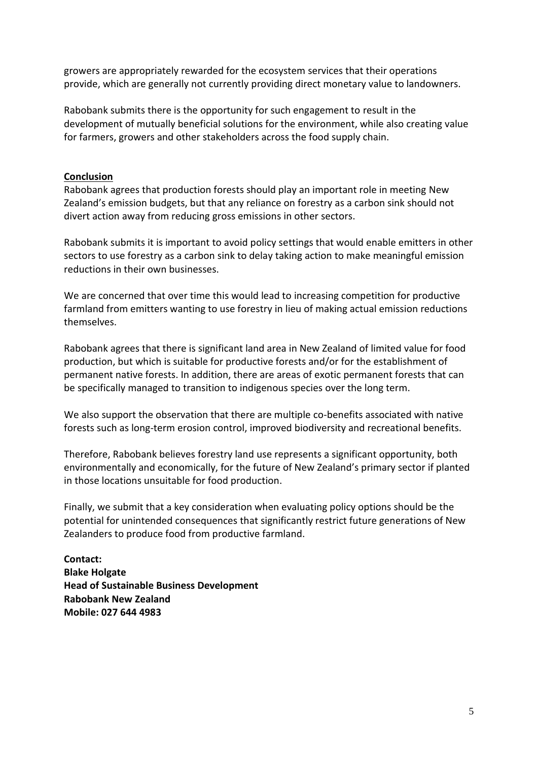growers are appropriately rewarded for the ecosystem services that their operations provide, which are generally not currently providing direct monetary value to landowners.

Rabobank submits there is the opportunity for such engagement to result in the development of mutually beneficial solutions for the environment, while also creating value for farmers, growers and other stakeholders across the food supply chain.

## Conclusion

Rabobank agrees that production forests should play an important role in meeting New Zealand's emission budgets, but that any reliance on forestry as a carbon sink should not divert action away from reducing gross emissions in other sectors.

Rabobank submits it is important to avoid policy settings that would enable emitters in other sectors to use forestry as a carbon sink to delay taking action to make meaningful emission reductions in their own businesses.

We are concerned that over time this would lead to increasing competition for productive farmland from emitters wanting to use forestry in lieu of making actual emission reductions themselves.

Rabobank agrees that there is significant land area in New Zealand of limited value for food production, but which is suitable for productive forests and/or for the establishment of permanent native forests. In addition, there are areas of exotic permanent forests that can be specifically managed to transition to indigenous species over the long term.

We also support the observation that there are multiple co-benefits associated with native forests such as long-term erosion control, improved biodiversity and recreational benefits.

Therefore, Rabobank believes forestry land use represents a significant opportunity, both environmentally and economically, for the future of New Zealand's primary sector if planted in those locations unsuitable for food production.

Finally, we submit that a key consideration when evaluating policy options should be the potential for unintended consequences that significantly restrict future generations of New Zealanders to produce food from productive farmland.

**Contact:**
**Blake Holgate**
**Head of Sustainable Business Development**
**Rabobank New Zealand**
**Mobile: 027 644 4983**